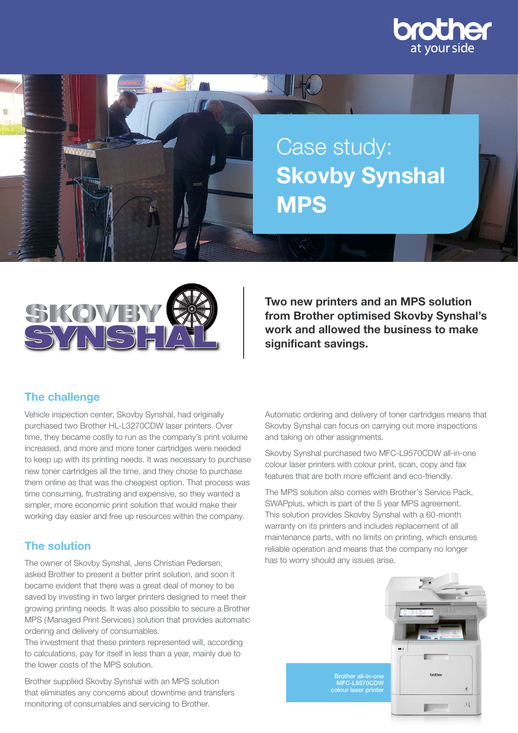# Case study: **Skovby Synshal MPS**

**Two new printers and an MPS solution from Brother optimised Skovby Synshal's work and allowed the business to make significant savings.**

## The challenge

Vehicle inspection center, Skovby Synshal, had originally purchased two Brother HL-L3270CDW laser printers. Over time, they became costly to run as the company's print volume increased, and more and more toner cartridges were needed to keep up with its printing needs. It was necessary to purchase new toner cartridges all the time, and they chose to purchase them online as that was the cheapest option. That process was time consuming, frustrating and expensive, so they wanted a simpler, more economic print solution that would make their working day easier and free up resources within the company.

## The solution

The owner of Skovby Synshal, Jens Christian Pedersen, asked Brother to present a better print solution, and soon it became evident that there was a great deal of money to be saved by investing in two larger printers designed to meet their growing printing needs. It was also possible to secure a Brother MPS (Managed Print Services) solution that provides automatic ordering and delivery of consumables.
The investment that these printers represented will, according to calculations, pay for itself in less than a year, mainly due to the lower costs of the MPS solution.

Brother supplied Skovby Synshal with an MPS solution that eliminates any concerns about downtime and transfers monitoring of consumables and servicing to Brother.

Automatic ordering and delivery of toner cartridges means that Skovby Synshal can focus on carrying out more inspections and taking on other assignments.

Skovby Synshal purchased two MFC-L9570CDW all-in-one colour laser printers with colour print, scan, copy and fax features that are both more efficient and eco-friendly.

The MPS solution also comes with Brother's Service Pack, SWAPplus, which is part of the 5 year MPS agreement. This solution provides Skovby Synshal with a 60-month warranty on its printers and includes replacement of all maintenance parts, with no limits on printing, which ensures reliable operation and means that the company no longer has to worry should any issues arise.

Brother all-in-one MFC-L9570CDW colour laser printer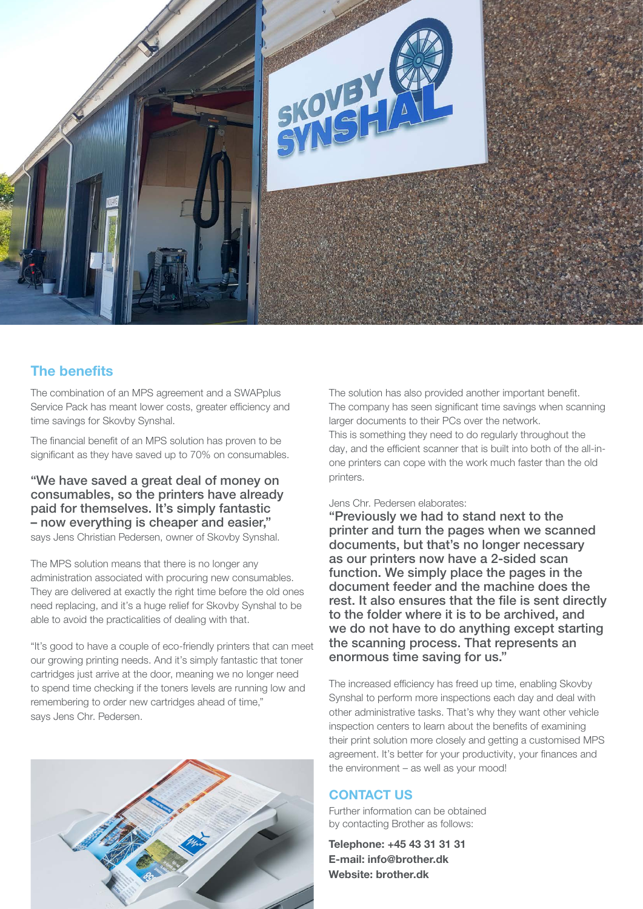## The benefits

The combination of an MPS agreement and a SWAPplus Service Pack has meant lower costs, greater efficiency and time savings for Skovby Synshal.

The financial benefit of an MPS solution has proven to be significant as they have saved up to 70% on consumables.

**"We have saved a great deal of money on consumables, so the printers have already paid for themselves. It's simply fantastic – now everything is cheaper and easier,"** says Jens Christian Pedersen, owner of Skovby Synshal.

The MPS solution means that there is no longer any administration associated with procuring new consumables. They are delivered at exactly the right time before the old ones need replacing, and it's a huge relief for Skovby Synshal to be able to avoid the practicalities of dealing with that.

"It's good to have a couple of eco-friendly printers that can meet our growing printing needs. And it's simply fantastic that toner cartridges just arrive at the door, meaning we no longer need to spend time checking if the toners levels are running low and remembering to order new cartridges ahead of time," says Jens Chr. Pedersen.

The solution has also provided another important benefit. The company has seen significant time savings when scanning larger documents to their PCs over the network. This is something they need to do regularly throughout the day, and the efficient scanner that is built into both of the all-in-one printers can cope with the work much faster than the old printers.

Jens Chr. Pedersen elaborates:

**"Previously we had to stand next to the printer and turn the pages when we scanned documents, but that's no longer necessary as our printers now have a 2-sided scan function. We simply place the pages in the document feeder and the machine does the rest. It also ensures that the file is sent directly to the folder where it is to be archived, and we do not have to do anything except starting the scanning process. That represents an enormous time saving for us."**

The increased efficiency has freed up time, enabling Skovby Synshal to perform more inspections each day and deal with other administrative tasks. That's why they want other vehicle inspection centers to learn about the benefits of examining their print solution more closely and getting a customised MPS agreement. It's better for your productivity, your finances and the environment – as well as your mood!

## CONTACT US

Further information can be obtained by contacting Brother as follows:

**Telephone: +45 43 31 31 31**
**E-mail: info@brother.dk**
**Website: brother.dk**